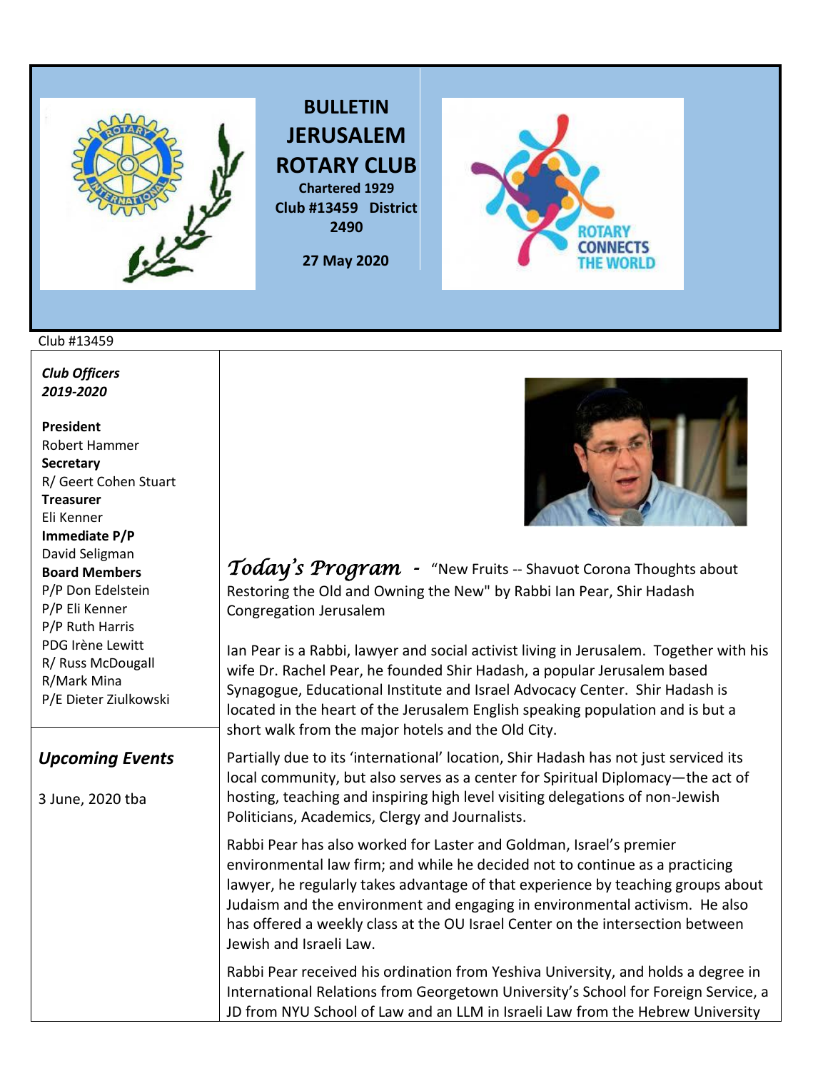# BULLETIN JERUSALEM ROTARY CLUB

**Chartered 1929**
**Club #13459 District 2490**

**27 May 2020**

Club #13459

***Club Officers 2019-2020***

**President**
Robert Hammer
**Secretary**
R/ Geert Cohen Stuart
**Treasurer**
Eli Kenner
**Immediate P/P**
David Seligman
**Board Members**
P/P Don Edelstein
P/P Eli Kenner
P/P Ruth Harris
PDG Irène Lewitt
R/ Russ McDougall
R/Mark Mina
P/E Dieter Ziulkowski

***Upcoming Events***

3 June, 2020 tba

## *Today's Program* - "New Fruits -- Shavuot Corona Thoughts about Restoring the Old and Owning the New" by Rabbi Ian Pear, Shir Hadash Congregation Jerusalem

Ian Pear is a Rabbi, lawyer and social activist living in Jerusalem. Together with his wife Dr. Rachel Pear, he founded Shir Hadash, a popular Jerusalem based Synagogue, Educational Institute and Israel Advocacy Center. Shir Hadash is located in the heart of the Jerusalem English speaking population and is but a short walk from the major hotels and the Old City.

Partially due to its 'international' location, Shir Hadash has not just serviced its local community, but also serves as a center for Spiritual Diplomacy—the act of hosting, teaching and inspiring high level visiting delegations of non-Jewish Politicians, Academics, Clergy and Journalists.

Rabbi Pear has also worked for Laster and Goldman, Israel's premier environmental law firm; and while he decided not to continue as a practicing lawyer, he regularly takes advantage of that experience by teaching groups about Judaism and the environment and engaging in environmental activism. He also has offered a weekly class at the OU Israel Center on the intersection between Jewish and Israeli Law.

Rabbi Pear received his ordination from Yeshiva University, and holds a degree in International Relations from Georgetown University's School for Foreign Service, a JD from NYU School of Law and an LLM in Israeli Law from the Hebrew University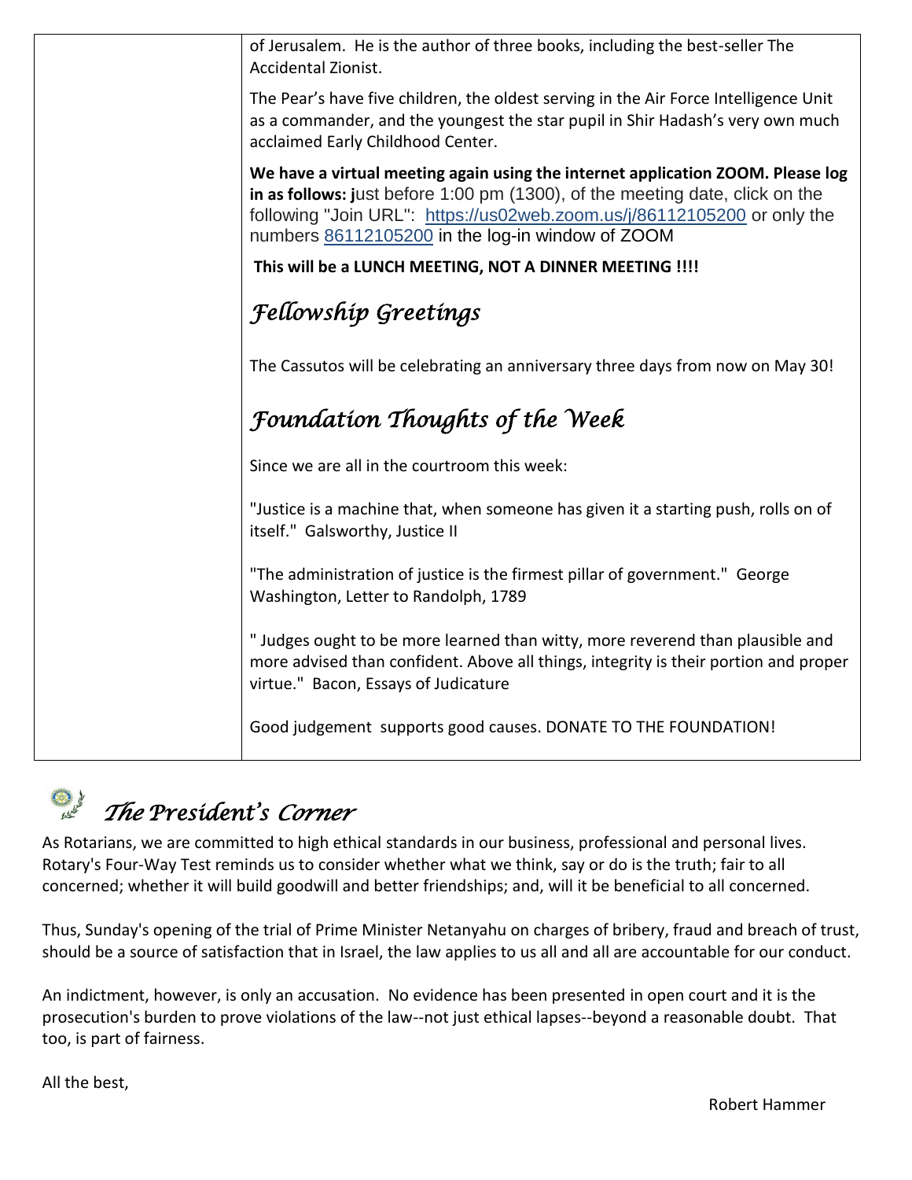of Jerusalem. He is the author of three books, including the best-seller The Accidental Zionist.

The Pear's have five children, the oldest serving in the Air Force Intelligence Unit as a commander, and the youngest the star pupil in Shir Hadash's very own much acclaimed Early Childhood Center.

**We have a virtual meeting again using the internet application ZOOM. Please log in as follows: j**ust before 1:00 pm (1300), of the meeting date, click on the following "Join URL": https://us02web.zoom.us/j/86112105200 or only the numbers 86112105200 in the log-in window of ZOOM

**This will be a LUNCH MEETING, NOT A DINNER MEETING !!!!**

## *Fellowship Greetings*

The Cassutos will be celebrating an anniversary three days from now on May 30!

## *Foundation Thoughts of the Week*

Since we are all in the courtroom this week:

"Justice is a machine that, when someone has given it a starting push, rolls on of itself." Galsworthy, Justice II

"The administration of justice is the firmest pillar of government." George Washington, Letter to Randolph, 1789

" Judges ought to be more learned than witty, more reverend than plausible and more advised than confident. Above all things, integrity is their portion and proper virtue." Bacon, Essays of Judicature

Good judgement supports good causes. DONATE TO THE FOUNDATION!

## *The President's Corner*

As Rotarians, we are committed to high ethical standards in our business, professional and personal lives. Rotary's Four-Way Test reminds us to consider whether what we think, say or do is the truth; fair to all concerned; whether it will build goodwill and better friendships; and, will it be beneficial to all concerned.

Thus, Sunday's opening of the trial of Prime Minister Netanyahu on charges of bribery, fraud and breach of trust, should be a source of satisfaction that in Israel, the law applies to us all and all are accountable for our conduct.

An indictment, however, is only an accusation. No evidence has been presented in open court and it is the prosecution's burden to prove violations of the law--not just ethical lapses--beyond a reasonable doubt. That too, is part of fairness.

All the best,

Robert Hammer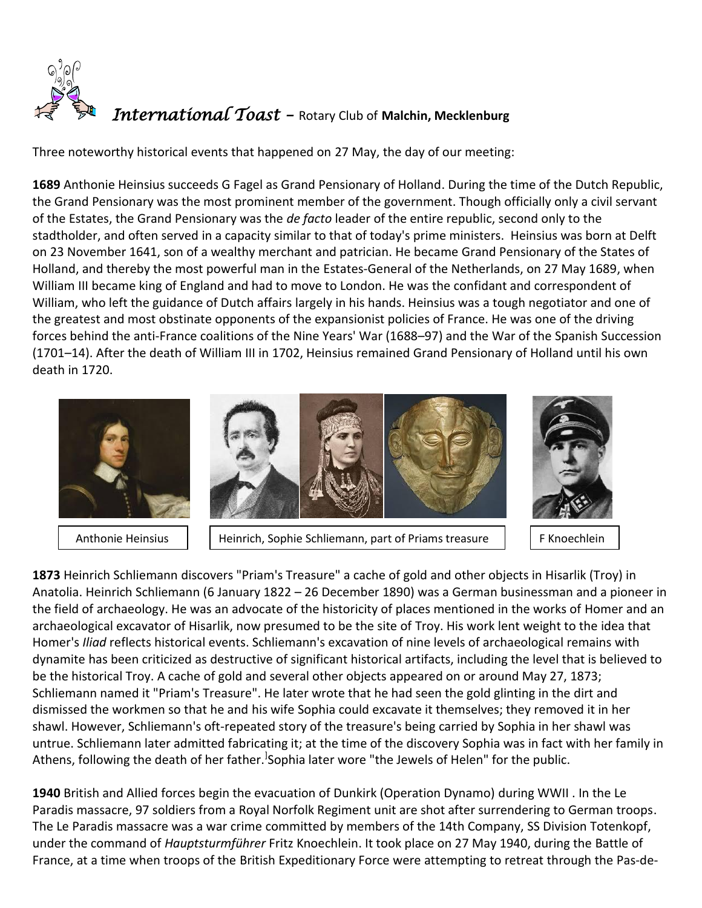# *International Toast* – Rotary Club of **Malchin, Mecklenburg**

Three noteworthy historical events that happened on 27 May, the day of our meeting:

**1689** Anthonie Heinsius succeeds G Fagel as Grand Pensionary of Holland. During the time of the Dutch Republic, the Grand Pensionary was the most prominent member of the government. Though officially only a civil servant of the Estates, the Grand Pensionary was the *de facto* leader of the entire republic, second only to the stadtholder, and often served in a capacity similar to that of today's prime ministers. Heinsius was born at Delft on 23 November 1641, son of a wealthy merchant and patrician. He became Grand Pensionary of the States of Holland, and thereby the most powerful man in the Estates-General of the Netherlands, on 27 May 1689, when William III became king of England and had to move to London. He was the confidant and correspondent of William, who left the guidance of Dutch affairs largely in his hands. Heinsius was a tough negotiator and one of the greatest and most obstinate opponents of the expansionist policies of France. He was one of the driving forces behind the anti-France coalitions of the Nine Years' War (1688–97) and the War of the Spanish Succession (1701–14). After the death of William III in 1702, Heinsius remained Grand Pensionary of Holland until his own death in 1720.

Anthonie Heinsius

Heinrich, Sophie Schliemann, part of Priams treasure

F Knoechlein

**1873** Heinrich Schliemann discovers "Priam's Treasure" a cache of gold and other objects in Hisarlik (Troy) in Anatolia. Heinrich Schliemann (6 January 1822 – 26 December 1890) was a German businessman and a pioneer in the field of archaeology. He was an advocate of the historicity of places mentioned in the works of Homer and an archaeological excavator of Hisarlik, now presumed to be the site of Troy. His work lent weight to the idea that Homer's *Iliad* reflects historical events. Schliemann's excavation of nine levels of archaeological remains with dynamite has been criticized as destructive of significant historical artifacts, including the level that is believed to be the historical Troy. A cache of gold and several other objects appeared on or around May 27, 1873; Schliemann named it "Priam's Treasure". He later wrote that he had seen the gold glinting in the dirt and dismissed the workmen so that he and his wife Sophia could excavate it themselves; they removed it in her shawl. However, Schliemann's oft-repeated story of the treasure's being carried by Sophia in her shawl was untrue. Schliemann later admitted fabricating it; at the time of the discovery Sophia was in fact with her family in Athens, following the death of her father.]Sophia later wore "the Jewels of Helen" for the public.

**1940** British and Allied forces begin the evacuation of Dunkirk (Operation Dynamo) during WWII . In the Le Paradis massacre, 97 soldiers from a Royal Norfolk Regiment unit are shot after surrendering to German troops. The Le Paradis massacre was a war crime committed by members of the 14th Company, SS Division Totenkopf, under the command of *Hauptsturmführer* Fritz Knoechlein. It took place on 27 May 1940, during the Battle of France, at a time when troops of the British Expeditionary Force were attempting to retreat through the Pas-de-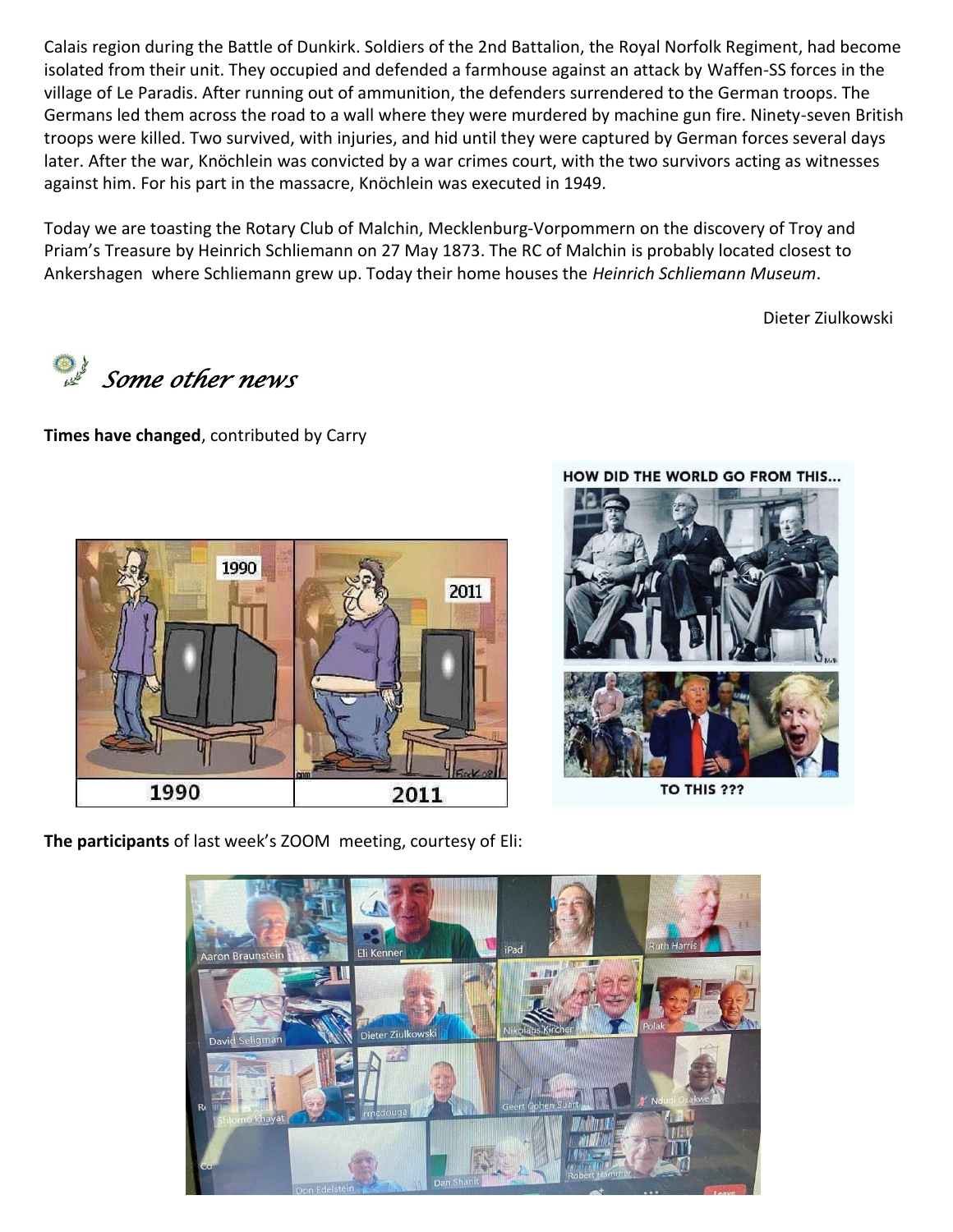Calais region during the Battle of Dunkirk. Soldiers of the 2nd Battalion, the Royal Norfolk Regiment, had become isolated from their unit. They occupied and defended a farmhouse against an attack by Waffen-SS forces in the village of Le Paradis. After running out of ammunition, the defenders surrendered to the German troops. The Germans led them across the road to a wall where they were murdered by machine gun fire. Ninety-seven British troops were killed. Two survived, with injuries, and hid until they were captured by German forces several days later. After the war, Knöchlein was convicted by a war crimes court, with the two survivors acting as witnesses against him. For his part in the massacre, Knöchlein was executed in 1949.

Today we are toasting the Rotary Club of Malchin, Mecklenburg-Vorpommern on the discovery of Troy and Priam's Treasure by Heinrich Schliemann on 27 May 1873. The RC of Malchin is probably located closest to Ankershagen where Schliemann grew up. Today their home houses the *Heinrich Schliemann Museum*.

Dieter Ziulkowski

## *Some other news*

**Times have changed**, contributed by Carry

**The participants** of last week's ZOOM meeting, courtesy of Eli: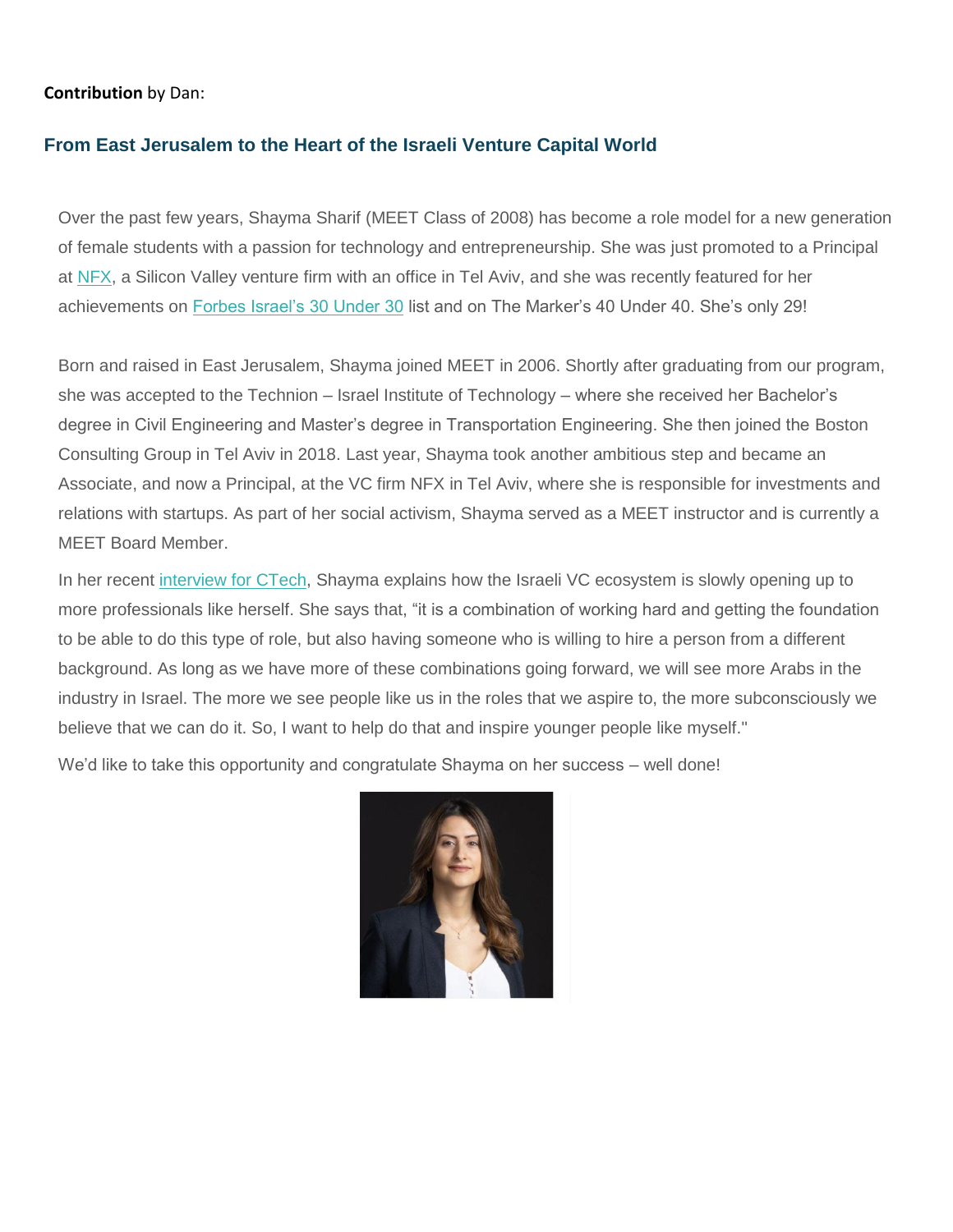**Contribution** by Dan:

## From East Jerusalem to the Heart of the Israeli Venture Capital World

Over the past few years, Shayma Sharif (MEET Class of 2008) has become a role model for a new generation of female students with a passion for technology and entrepreneurship. She was just promoted to a Principal at NFX, a Silicon Valley venture firm with an office in Tel Aviv, and she was recently featured for her achievements on Forbes Israel's 30 Under 30 list and on The Marker's 40 Under 40. She's only 29!

Born and raised in East Jerusalem, Shayma joined MEET in 2006. Shortly after graduating from our program, she was accepted to the Technion – Israel Institute of Technology – where she received her Bachelor's degree in Civil Engineering and Master's degree in Transportation Engineering. She then joined the Boston Consulting Group in Tel Aviv in 2018. Last year, Shayma took another ambitious step and became an Associate, and now a Principal, at the VC firm NFX in Tel Aviv, where she is responsible for investments and relations with startups. As part of her social activism, Shayma served as a MEET instructor and is currently a MEET Board Member.

In her recent interview for CTech, Shayma explains how the Israeli VC ecosystem is slowly opening up to more professionals like herself. She says that, "it is a combination of working hard and getting the foundation to be able to do this type of role, but also having someone who is willing to hire a person from a different background. As long as we have more of these combinations going forward, we will see more Arabs in the industry in Israel. The more we see people like us in the roles that we aspire to, the more subconsciously we believe that we can do it. So, I want to help do that and inspire younger people like myself."

We'd like to take this opportunity and congratulate Shayma on her success – well done!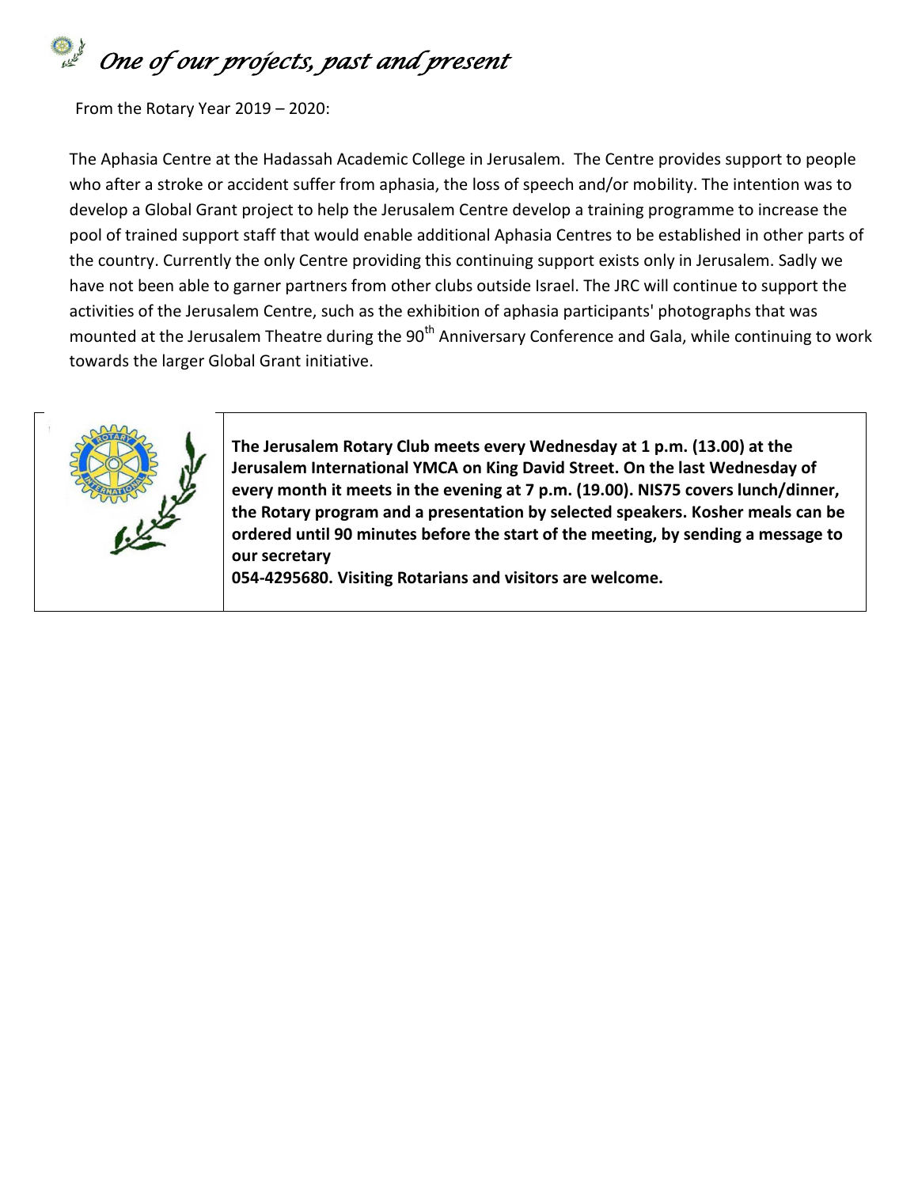# *One of our projects, past and present*

From the Rotary Year 2019 – 2020:

The Aphasia Centre at the Hadassah Academic College in Jerusalem. The Centre provides support to people who after a stroke or accident suffer from aphasia, the loss of speech and/or mobility. The intention was to develop a Global Grant project to help the Jerusalem Centre develop a training programme to increase the pool of trained support staff that would enable additional Aphasia Centres to be established in other parts of the country. Currently the only Centre providing this continuing support exists only in Jerusalem. Sadly we have not been able to garner partners from other clubs outside Israel. The JRC will continue to support the activities of the Jerusalem Centre, such as the exhibition of aphasia participants' photographs that was mounted at the Jerusalem Theatre during the 90th Anniversary Conference and Gala, while continuing to work towards the larger Global Grant initiative.

**The Jerusalem Rotary Club meets every Wednesday at 1 p.m. (13.00) at the Jerusalem International YMCA on King David Street. On the last Wednesday of every month it meets in the evening at 7 p.m. (19.00). NIS75 covers lunch/dinner, the Rotary program and a presentation by selected speakers. Kosher meals can be ordered until 90 minutes before the start of the meeting, by sending a message to our secretary 054-4295680. Visiting Rotarians and visitors are welcome.**